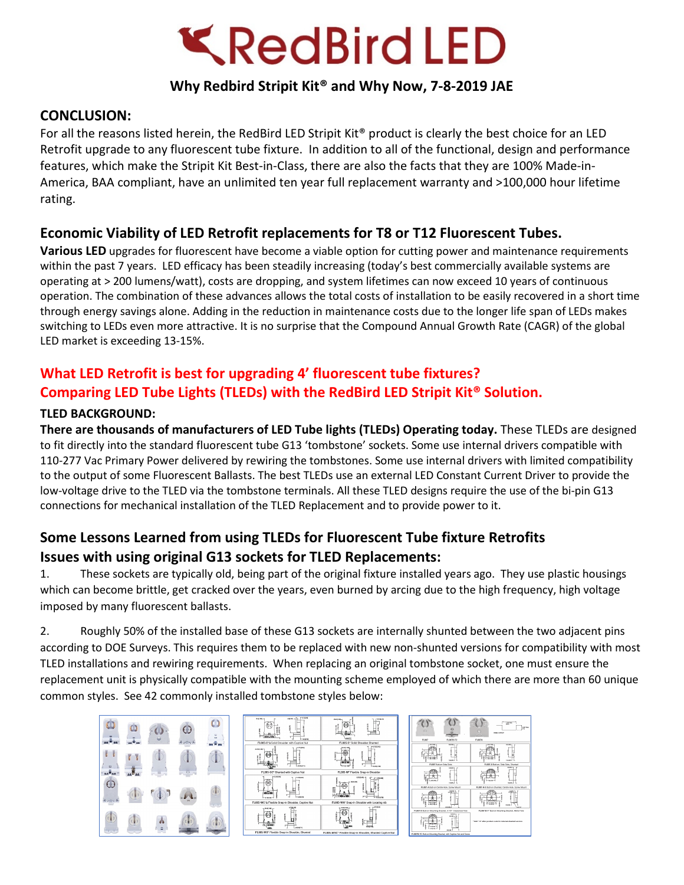# RedBird LED

## Why Redbird Stripit Kit® and Why Now, 7-8-2019 JAE

### CONCLUSION:

For all the reasons listed herein, the RedBird LED Stripit Kit® product is clearly the best choice for an LED Retrofit upgrade to any fluorescent tube fixture. In addition to all of the functional, design and performance features, which make the Stripit Kit Best-in-Class, there are also the facts that they are 100% Made-in-America, BAA compliant, have an unlimited ten year full replacement warranty and >100,000 hour lifetime rating.

### Economic Viability of LED Retrofit replacements for T8 or T12 Fluorescent Tubes.

**Various LED** upgrades for fluorescent have become a viable option for cutting power and maintenance requirements within the past 7 years. LED efficacy has been steadily increasing (today's best commercially available systems are operating at > 200 lumens/watt), costs are dropping, and system lifetimes can now exceed 10 years of continuous operation. The combination of these advances allows the total costs of installation to be easily recovered in a short time through energy savings alone. Adding in the reduction in maintenance costs due to the longer life span of LEDs makes switching to LEDs even more attractive. It is no surprise that the Compound Annual Growth Rate (CAGR) of the global LED market is exceeding 13-15%.

### What LED Retrofit is best for upgrading 4' fluorescent tube fixtures? Comparing LED Tube Lights (TLEDs) with the RedBird LED Stripit Kit® Solution.

**TLED BACKGROUND:**

**There are thousands of manufacturers of LED Tube lights (TLEDs) Operating today.** These TLEDs are designed to fit directly into the standard fluorescent tube G13 'tombstone' sockets. Some use internal drivers compatible with 110-277 Vac Primary Power delivered by rewiring the tombstones. Some use internal drivers with limited compatibility to the output of some Fluorescent Ballasts. The best TLEDs use an external LED Constant Current Driver to provide the low-voltage drive to the TLED via the tombstone terminals. All these TLED designs require the use of the bi-pin G13 connections for mechanical installation of the TLED Replacement and to provide power to it.

### Some Lessons Learned from using TLEDs for Fluorescent Tube fixture Retrofits Issues with using original G13 sockets for TLED Replacements:

1. These sockets are typically old, being part of the original fixture installed years ago. They use plastic housings which can become brittle, get cracked over the years, even burned by arcing due to the high frequency, high voltage imposed by many fluorescent ballasts.

2. Roughly 50% of the installed base of these G13 sockets are internally shunted between the two adjacent pins according to DOE Surveys. This requires them to be replaced with new non-shunted versions for compatibility with most TLED installations and rewiring requirements. When replacing an original tombstone socket, one must ensure the replacement unit is physically compatible with the mounting scheme employed of which there are more than 60 unique common styles. See 42 commonly installed tombstone styles below: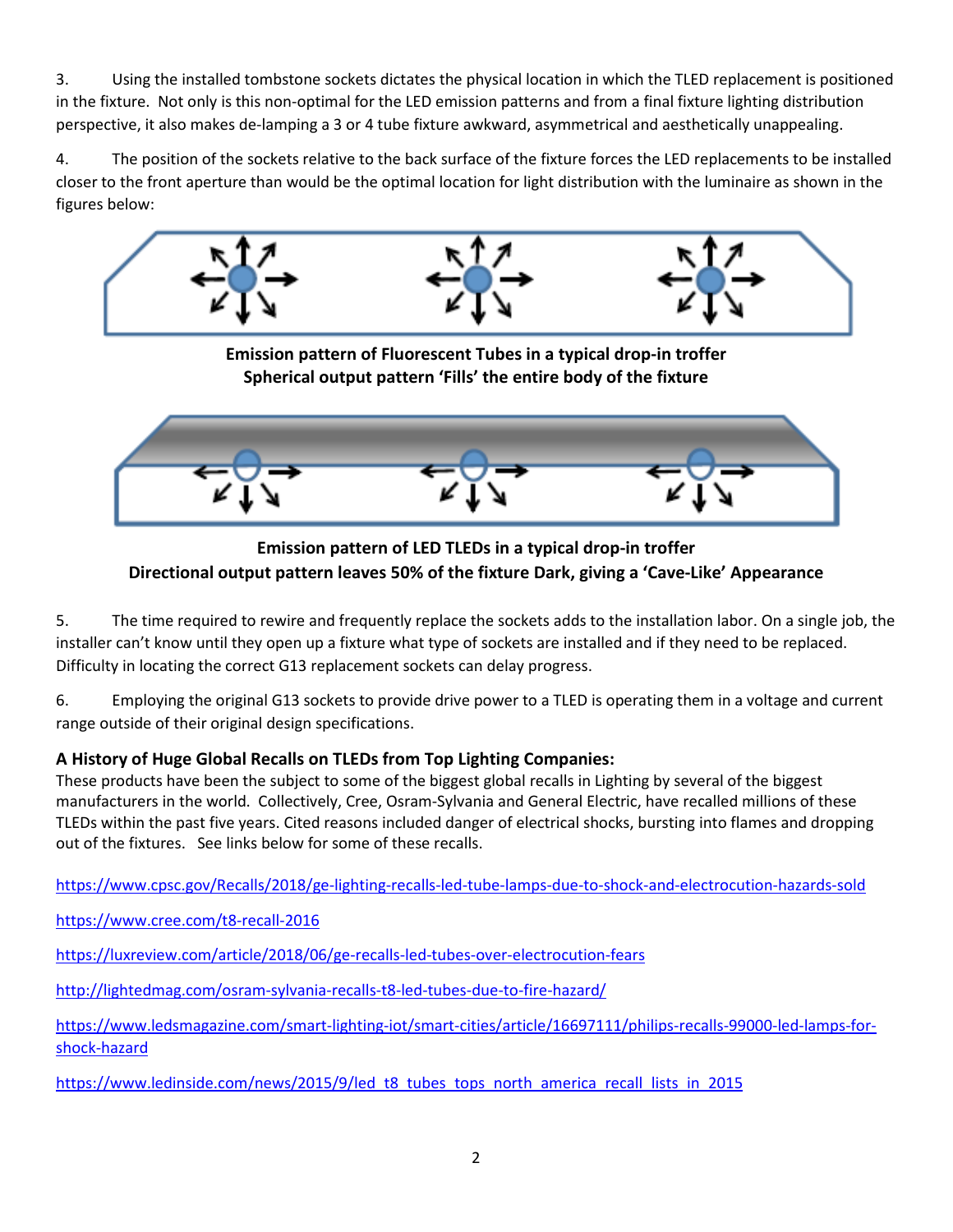3. Using the installed tombstone sockets dictates the physical location in which the TLED replacement is positioned in the fixture. Not only is this non-optimal for the LED emission patterns and from a final fixture lighting distribution perspective, it also makes de-lamping a 3 or 4 tube fixture awkward, asymmetrical and aesthetically unappealing.

4. The position of the sockets relative to the back surface of the fixture forces the LED replacements to be installed closer to the front aperture than would be the optimal location for light distribution with the luminaire as shown in the figures below:

**Emission pattern of Fluorescent Tubes in a typical drop-in troffer**
**Spherical output pattern 'Fills' the entire body of the fixture**

**Emission pattern of LED TLEDs in a typical drop-in troffer**
**Directional output pattern leaves 50% of the fixture Dark, giving a 'Cave-Like' Appearance**

5. The time required to rewire and frequently replace the sockets adds to the installation labor. On a single job, the installer can't know until they open up a fixture what type of sockets are installed and if they need to be replaced. Difficulty in locating the correct G13 replacement sockets can delay progress.

6. Employing the original G13 sockets to provide drive power to a TLED is operating them in a voltage and current range outside of their original design specifications.

**A History of Huge Global Recalls on TLEDs from Top Lighting Companies:**

These products have been the subject to some of the biggest global recalls in Lighting by several of the biggest manufacturers in the world. Collectively, Cree, Osram-Sylvania and General Electric, have recalled millions of these TLEDs within the past five years. Cited reasons included danger of electrical shocks, bursting into flames and dropping out of the fixtures. See links below for some of these recalls.

https://www.cpsc.gov/Recalls/2018/ge-lighting-recalls-led-tube-lamps-due-to-shock-and-electrocution-hazards-sold

https://www.cree.com/t8-recall-2016

https://luxreview.com/article/2018/06/ge-recalls-led-tubes-over-electrocution-fears

http://lightedmag.com/osram-sylvania-recalls-t8-led-tubes-due-to-fire-hazard/

https://www.ledsmagazine.com/smart-lighting-iot/smart-cities/article/16697111/philips-recalls-99000-led-lamps-for-shock-hazard

https://www.ledinside.com/news/2015/9/led_t8_tubes_tops_north_america_recall_lists_in_2015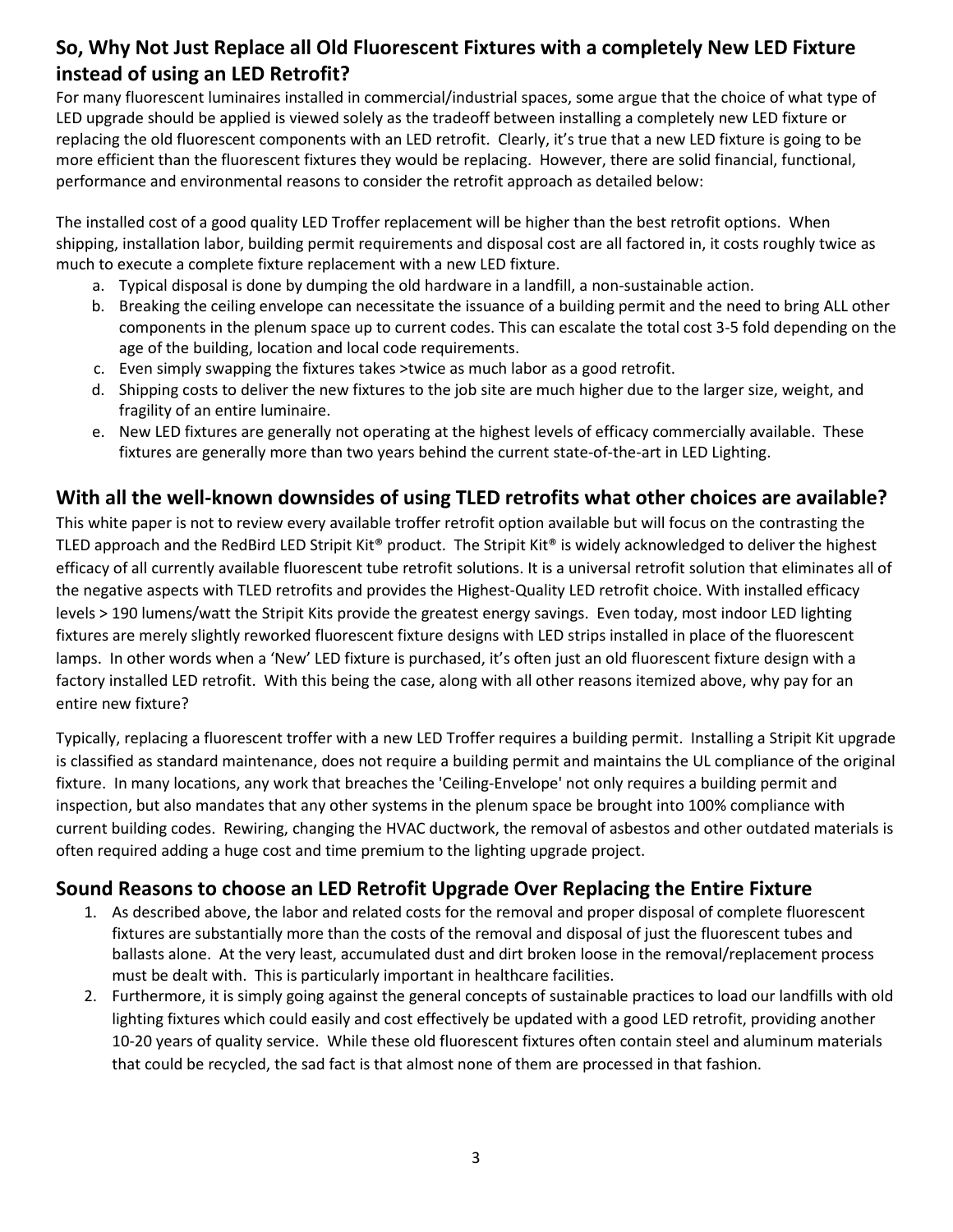## So, Why Not Just Replace all Old Fluorescent Fixtures with a completely New LED Fixture instead of using an LED Retrofit?

For many fluorescent luminaires installed in commercial/industrial spaces, some argue that the choice of what type of LED upgrade should be applied is viewed solely as the tradeoff between installing a completely new LED fixture or replacing the old fluorescent components with an LED retrofit. Clearly, it's true that a new LED fixture is going to be more efficient than the fluorescent fixtures they would be replacing. However, there are solid financial, functional, performance and environmental reasons to consider the retrofit approach as detailed below:

The installed cost of a good quality LED Troffer replacement will be higher than the best retrofit options. When shipping, installation labor, building permit requirements and disposal cost are all factored in, it costs roughly twice as much to execute a complete fixture replacement with a new LED fixture.

a. Typical disposal is done by dumping the old hardware in a landfill, a non-sustainable action.
b. Breaking the ceiling envelope can necessitate the issuance of a building permit and the need to bring ALL other components in the plenum space up to current codes. This can escalate the total cost 3-5 fold depending on the age of the building, location and local code requirements.
c. Even simply swapping the fixtures takes >twice as much labor as a good retrofit.
d. Shipping costs to deliver the new fixtures to the job site are much higher due to the larger size, weight, and fragility of an entire luminaire.
e. New LED fixtures are generally not operating at the highest levels of efficacy commercially available. These fixtures are generally more than two years behind the current state-of-the-art in LED Lighting.

## With all the well-known downsides of using TLED retrofits what other choices are available?

This white paper is not to review every available troffer retrofit option available but will focus on the contrasting the TLED approach and the RedBird LED Stripit Kit® product. The Stripit Kit® is widely acknowledged to deliver the highest efficacy of all currently available fluorescent tube retrofit solutions. It is a universal retrofit solution that eliminates all of the negative aspects with TLED retrofits and provides the Highest-Quality LED retrofit choice. With installed efficacy levels > 190 lumens/watt the Stripit Kits provide the greatest energy savings. Even today, most indoor LED lighting fixtures are merely slightly reworked fluorescent fixture designs with LED strips installed in place of the fluorescent lamps. In other words when a 'New' LED fixture is purchased, it's often just an old fluorescent fixture design with a factory installed LED retrofit. With this being the case, along with all other reasons itemized above, why pay for an entire new fixture?

Typically, replacing a fluorescent troffer with a new LED Troffer requires a building permit. Installing a Stripit Kit upgrade is classified as standard maintenance, does not require a building permit and maintains the UL compliance of the original fixture. In many locations, any work that breaches the 'Ceiling-Envelope' not only requires a building permit and inspection, but also mandates that any other systems in the plenum space be brought into 100% compliance with current building codes. Rewiring, changing the HVAC ductwork, the removal of asbestos and other outdated materials is often required adding a huge cost and time premium to the lighting upgrade project.

## Sound Reasons to choose an LED Retrofit Upgrade Over Replacing the Entire Fixture

1. As described above, the labor and related costs for the removal and proper disposal of complete fluorescent fixtures are substantially more than the costs of the removal and disposal of just the fluorescent tubes and ballasts alone. At the very least, accumulated dust and dirt broken loose in the removal/replacement process must be dealt with. This is particularly important in healthcare facilities.
2. Furthermore, it is simply going against the general concepts of sustainable practices to load our landfills with old lighting fixtures which could easily and cost effectively be updated with a good LED retrofit, providing another 10-20 years of quality service. While these old fluorescent fixtures often contain steel and aluminum materials that could be recycled, the sad fact is that almost none of them are processed in that fashion.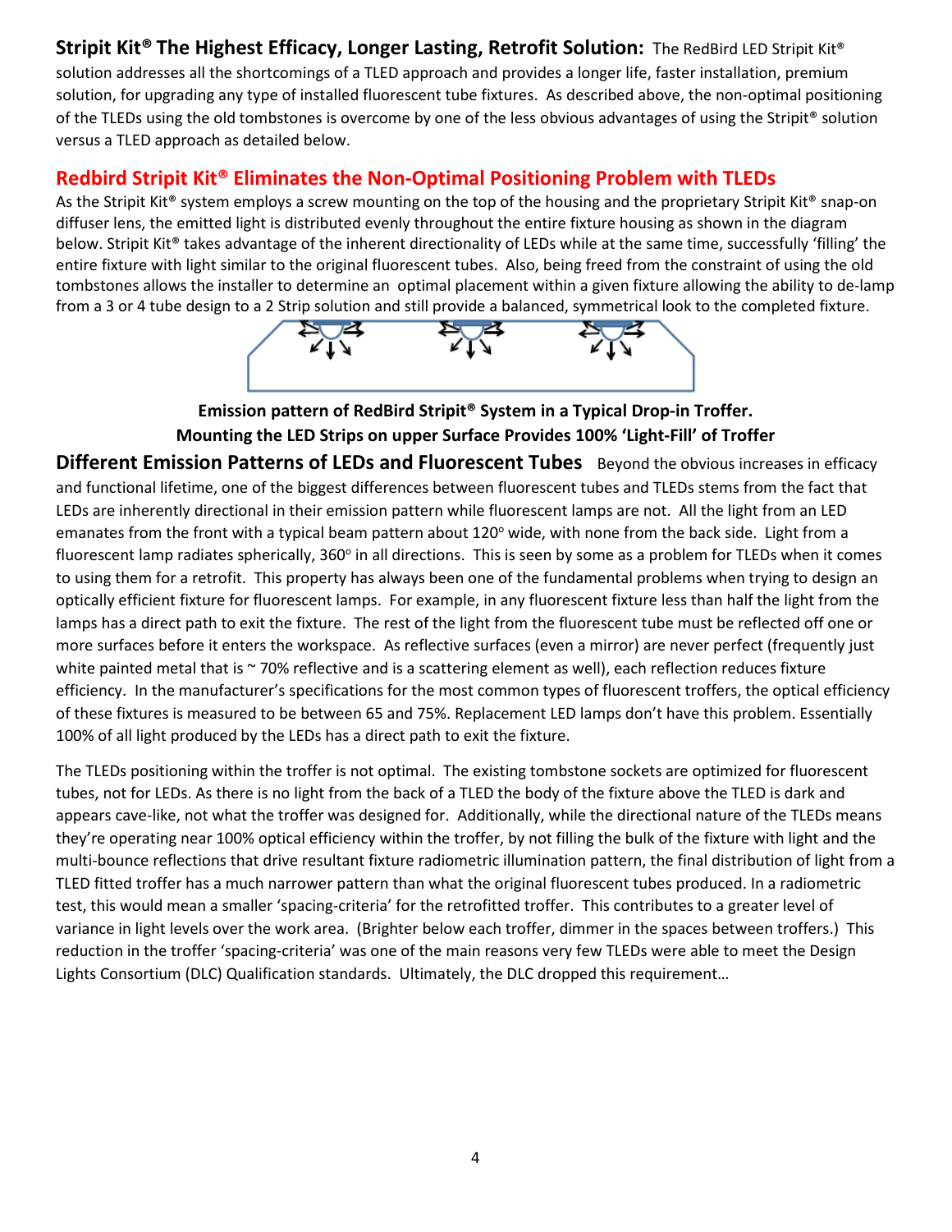**Stripit Kit® The Highest Efficacy, Longer Lasting, Retrofit Solution:** The RedBird LED Stripit Kit® solution addresses all the shortcomings of a TLED approach and provides a longer life, faster installation, premium solution, for upgrading any type of installed fluorescent tube fixtures. As described above, the non-optimal positioning of the TLEDs using the old tombstones is overcome by one of the less obvious advantages of using the Stripit® solution versus a TLED approach as detailed below.

## Redbird Stripit Kit® Eliminates the Non-Optimal Positioning Problem with TLEDs

As the Stripit Kit® system employs a screw mounting on the top of the housing and the proprietary Stripit Kit® snap-on diffuser lens, the emitted light is distributed evenly throughout the entire fixture housing as shown in the diagram below. Stripit Kit® takes advantage of the inherent directionality of LEDs while at the same time, successfully 'filling' the entire fixture with light similar to the original fluorescent tubes. Also, being freed from the constraint of using the old tombstones allows the installer to determine an optimal placement within a given fixture allowing the ability to de-lamp from a 3 or 4 tube design to a 2 Strip solution and still provide a balanced, symmetrical look to the completed fixture.

**Emission pattern of RedBird Stripit® System in a Typical Drop-in Troffer.**
**Mounting the LED Strips on upper Surface Provides 100% 'Light-Fill' of Troffer**

**Different Emission Patterns of LEDs and Fluorescent Tubes** Beyond the obvious increases in efficacy and functional lifetime, one of the biggest differences between fluorescent tubes and TLEDs stems from the fact that LEDs are inherently directional in their emission pattern while fluorescent lamps are not. All the light from an LED emanates from the front with a typical beam pattern about 120° wide, with none from the back side. Light from a fluorescent lamp radiates spherically, 360° in all directions. This is seen by some as a problem for TLEDs when it comes to using them for a retrofit. This property has always been one of the fundamental problems when trying to design an optically efficient fixture for fluorescent lamps. For example, in any fluorescent fixture less than half the light from the lamps has a direct path to exit the fixture. The rest of the light from the fluorescent tube must be reflected off one or more surfaces before it enters the workspace. As reflective surfaces (even a mirror) are never perfect (frequently just white painted metal that is ~ 70% reflective and is a scattering element as well), each reflection reduces fixture efficiency. In the manufacturer's specifications for the most common types of fluorescent troffers, the optical efficiency of these fixtures is measured to be between 65 and 75%. Replacement LED lamps don't have this problem. Essentially 100% of all light produced by the LEDs has a direct path to exit the fixture.

The TLEDs positioning within the troffer is not optimal. The existing tombstone sockets are optimized for fluorescent tubes, not for LEDs. As there is no light from the back of a TLED the body of the fixture above the TLED is dark and appears cave-like, not what the troffer was designed for. Additionally, while the directional nature of the TLEDs means they're operating near 100% optical efficiency within the troffer, by not filling the bulk of the fixture with light and the multi-bounce reflections that drive resultant fixture radiometric illumination pattern, the final distribution of light from a TLED fitted troffer has a much narrower pattern than what the original fluorescent tubes produced. In a radiometric test, this would mean a smaller 'spacing-criteria' for the retrofitted troffer. This contributes to a greater level of variance in light levels over the work area. (Brighter below each troffer, dimmer in the spaces between troffers.) This reduction in the troffer 'spacing-criteria' was one of the main reasons very few TLEDs were able to meet the Design Lights Consortium (DLC) Qualification standards. Ultimately, the DLC dropped this requirement…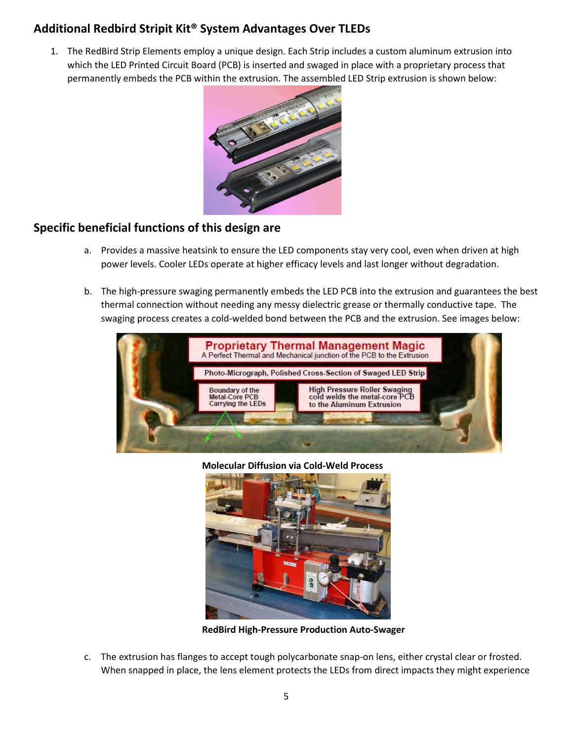## Additional Redbird Stripit Kit® System Advantages Over TLEDs

1. The RedBird Strip Elements employ a unique design. Each Strip includes a custom aluminum extrusion into which the LED Printed Circuit Board (PCB) is inserted and swaged in place with a proprietary process that permanently embeds the PCB within the extrusion. The assembled LED Strip extrusion is shown below:

## Specific beneficial functions of this design are

a. Provides a massive heatsink to ensure the LED components stay very cool, even when driven at high power levels. Cooler LEDs operate at higher efficacy levels and last longer without degradation.

b. The high-pressure swaging permanently embeds the LED PCB into the extrusion and guarantees the best thermal connection without needing any messy dielectric grease or thermally conductive tape. The swaging process creates a cold-welded bond between the PCB and the extrusion. See images below:

**Molecular Diffusion via Cold-Weld Process**

**RedBird High-Pressure Production Auto-Swager**

c. The extrusion has flanges to accept tough polycarbonate snap-on lens, either crystal clear or frosted. When snapped in place, the lens element protects the LEDs from direct impacts they might experience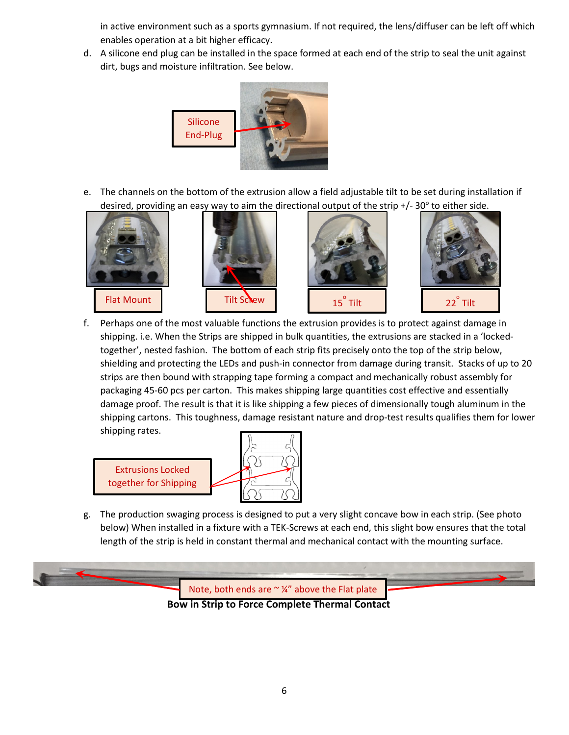in active environment such as a sports gymnasium. If not required, the lens/diffuser can be left off which enables operation at a bit higher efficacy.

d. A silicone end plug can be installed in the space formed at each end of the strip to seal the unit against dirt, bugs and moisture infiltration. See below.

Silicone End-Plug

e. The channels on the bottom of the extrusion allow a field adjustable tilt to be set during installation if desired, providing an easy way to aim the directional output of the strip +/- 30° to either side.

Flat Mount

Tilt Screw

15° Tilt

22° Tilt

f. Perhaps one of the most valuable functions the extrusion provides is to protect against damage in shipping. i.e. When the Strips are shipped in bulk quantities, the extrusions are stacked in a 'locked-together', nested fashion. The bottom of each strip fits precisely onto the top of the strip below, shielding and protecting the LEDs and push-in connector from damage during transit. Stacks of up to 20 strips are then bound with strapping tape forming a compact and mechanically robust assembly for packaging 45-60 pcs per carton. This makes shipping large quantities cost effective and essentially damage proof. The result is that it is like shipping a few pieces of dimensionally tough aluminum in the shipping cartons. This toughness, damage resistant nature and drop-test results qualifies them for lower shipping rates.

Extrusions Locked together for Shipping

g. The production swaging process is designed to put a very slight concave bow in each strip. (See photo below) When installed in a fixture with a TEK-Screws at each end, this slight bow ensures that the total length of the strip is held in constant thermal and mechanical contact with the mounting surface.

Note, both ends are ~ ¼" above the Flat plate

**Bow in Strip to Force Complete Thermal Contact**